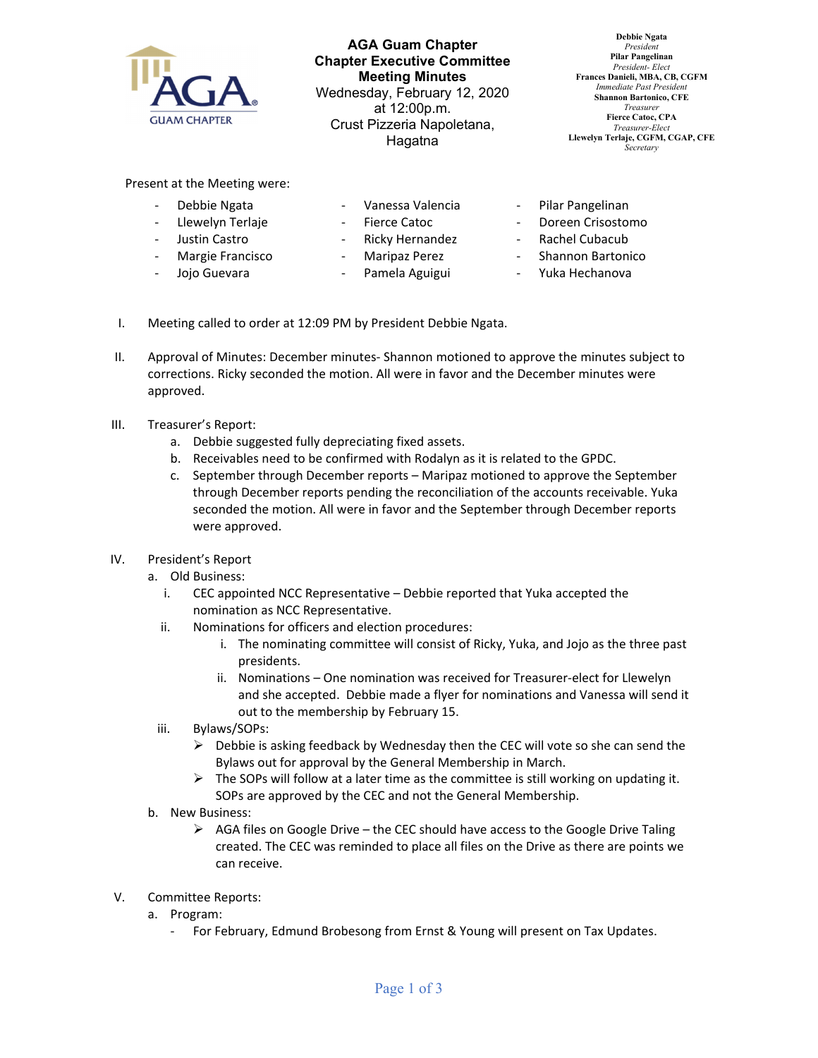# AGA Guam Chapter
## Chapter Executive Committee Meeting Minutes

Wednesday, February 12, 2020
at 12:00p.m.
Crust Pizzeria Napoletana, Hagatna

**Debbie Ngata**
*President*
**Pilar Pangelinan**
*President- Elect*
**Frances Danieli, MBA, CB, CGFM**
*Immediate Past President*
**Shannon Bartonico, CFE**
*Treasurer*
**Fierce Catoc, CPA**
*Treasurer-Elect*
**Llewelyn Terlaje, CGFM, CGAP, CFE**
*Secretary*

Present at the Meeting were:

- Debbie Ngata
- Llewelyn Terlaje
- Justin Castro
- Margie Francisco
- Jojo Guevara
- Vanessa Valencia
- Fierce Catoc
- Ricky Hernandez
- Maripaz Perez
- Pamela Aguigui
- Pilar Pangelinan
- Doreen Crisostomo
- Rachel Cubacub
- Shannon Bartonico
- Yuka Hechanova

I. Meeting called to order at 12:09 PM by President Debbie Ngata.

II. Approval of Minutes: December minutes- Shannon motioned to approve the minutes subject to corrections. Ricky seconded the motion. All were in favor and the December minutes were approved.

III. Treasurer's Report:
   a. Debbie suggested fully depreciating fixed assets.
   b. Receivables need to be confirmed with Rodalyn as it is related to the GPDC.
   c. September through December reports – Maripaz motioned to approve the September through December reports pending the reconciliation of the accounts receivable. Yuka seconded the motion. All were in favor and the September through December reports were approved.

IV. President's Report
   a. Old Business:
      i. CEC appointed NCC Representative – Debbie reported that Yuka accepted the nomination as NCC Representative.
      ii. Nominations for officers and election procedures:
         i. The nominating committee will consist of Ricky, Yuka, and Jojo as the three past presidents.
         ii. Nominations – One nomination was received for Treasurer-elect for Llewelyn and she accepted. Debbie made a flyer for nominations and Vanessa will send it out to the membership by February 15.
      iii. Bylaws/SOPs:
         - Debbie is asking feedback by Wednesday then the CEC will vote so she can send the Bylaws out for approval by the General Membership in March.
         - The SOPs will follow at a later time as the committee is still working on updating it. SOPs are approved by the CEC and not the General Membership.
   b. New Business:
      - AGA files on Google Drive – the CEC should have access to the Google Drive Taling created. The CEC was reminded to place all files on the Drive as there are points we can receive.

V. Committee Reports:
   a. Program:
      - For February, Edmund Brobesong from Ernst & Young will present on Tax Updates.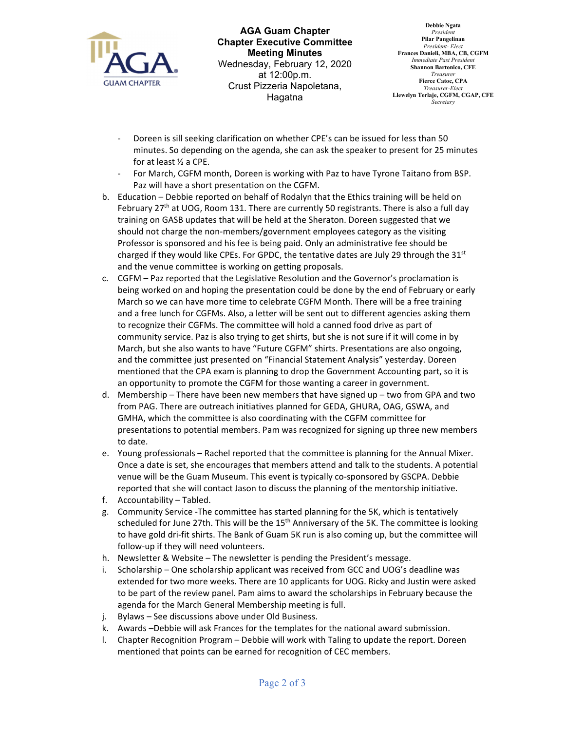- Doreen is sill seeking clarification on whether CPE's can be issued for less than 50 minutes. So depending on the agenda, she can ask the speaker to present for 25 minutes for at least ½ a CPE.
- For March, CGFM month, Doreen is working with Paz to have Tyrone Taitano from BSP. Paz will have a short presentation on the CGFM.

b. Education – Debbie reported on behalf of Rodalyn that the Ethics training will be held on February 27th at UOG, Room 131. There are currently 50 registrants. There is also a full day training on GASB updates that will be held at the Sheraton. Doreen suggested that we should not charge the non-members/government employees category as the visiting Professor is sponsored and his fee is being paid. Only an administrative fee should be charged if they would like CPEs. For GPDC, the tentative dates are July 29 through the 31st and the venue committee is working on getting proposals.

c. CGFM – Paz reported that the Legislative Resolution and the Governor's proclamation is being worked on and hoping the presentation could be done by the end of February or early March so we can have more time to celebrate CGFM Month. There will be a free training and a free lunch for CGFMs. Also, a letter will be sent out to different agencies asking them to recognize their CGFMs. The committee will hold a canned food drive as part of community service. Paz is also trying to get shirts, but she is not sure if it will come in by March, but she also wants to have "Future CGFM" shirts. Presentations are also ongoing, and the committee just presented on "Financial Statement Analysis" yesterday. Doreen mentioned that the CPA exam is planning to drop the Government Accounting part, so it is an opportunity to promote the CGFM for those wanting a career in government.

d. Membership – There have been new members that have signed up – two from GPA and two from PAG. There are outreach initiatives planned for GEDA, GHURA, OAG, GSWA, and GMHA, which the committee is also coordinating with the CGFM committee for presentations to potential members. Pam was recognized for signing up three new members to date.

e. Young professionals – Rachel reported that the committee is planning for the Annual Mixer. Once a date is set, she encourages that members attend and talk to the students. A potential venue will be the Guam Museum. This event is typically co-sponsored by GSCPA. Debbie reported that she will contact Jason to discuss the planning of the mentorship initiative.

f. Accountability – Tabled.

g. Community Service -The committee has started planning for the 5K, which is tentatively scheduled for June 27th. This will be the 15th Anniversary of the 5K. The committee is looking to have gold dri-fit shirts. The Bank of Guam 5K run is also coming up, but the committee will follow-up if they will need volunteers.

h. Newsletter & Website – The newsletter is pending the President's message.

i. Scholarship – One scholarship applicant was received from GCC and UOG's deadline was extended for two more weeks. There are 10 applicants for UOG. Ricky and Justin were asked to be part of the review panel. Pam aims to award the scholarships in February because the agenda for the March General Membership meeting is full.

j. Bylaws – See discussions above under Old Business.

k. Awards –Debbie will ask Frances for the templates for the national award submission.

l. Chapter Recognition Program – Debbie will work with Taling to update the report. Doreen mentioned that points can be earned for recognition of CEC members.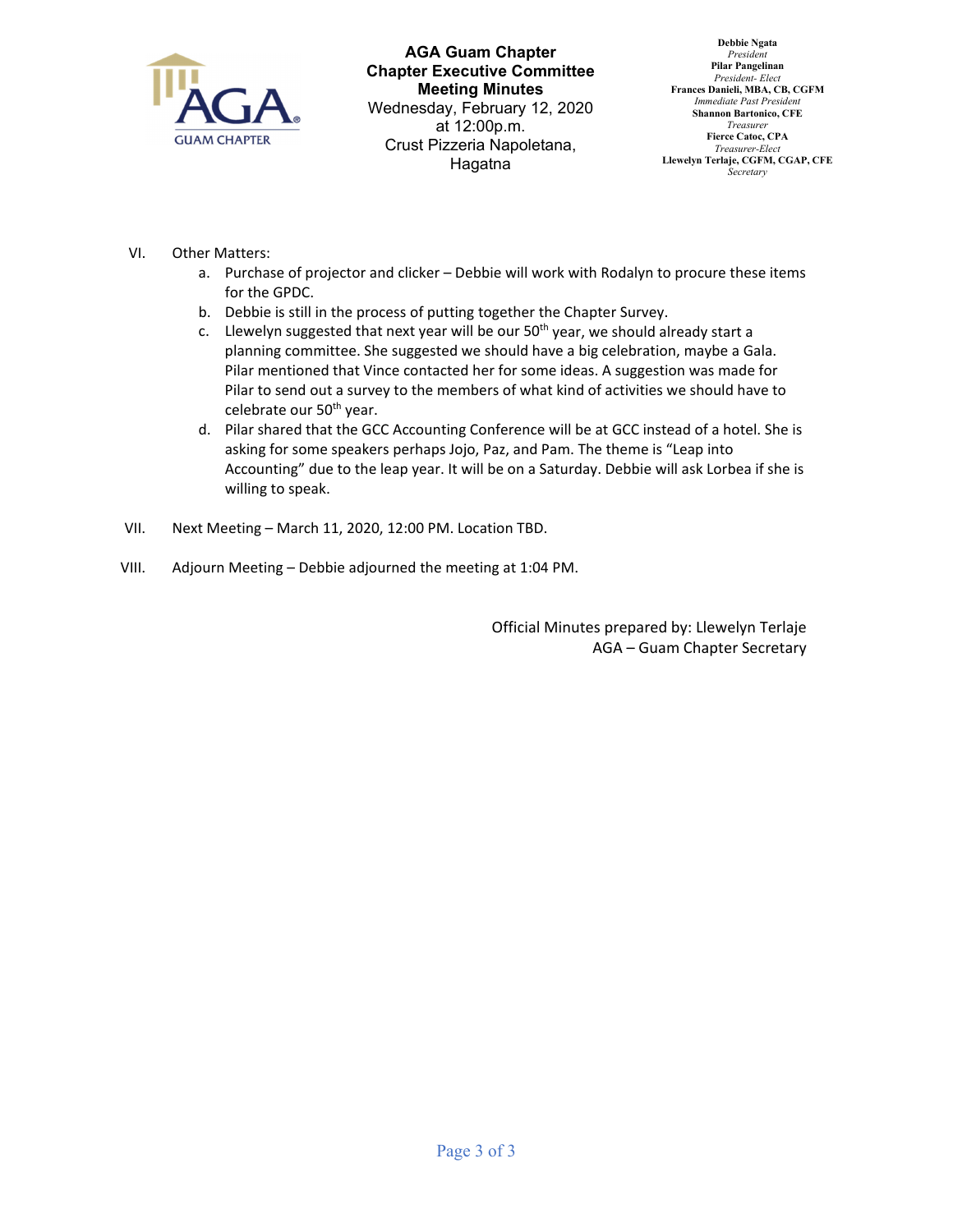**AGA Guam Chapter**
**Chapter Executive Committee**
**Meeting Minutes**
Wednesday, February 12, 2020
at 12:00p.m.
Crust Pizzeria Napoletana,
Hagatna

**Debbie Ngata**
*President*
**Pilar Pangelinan**
*President- Elect*
**Frances Danieli, MBA, CB, CGFM**
*Immediate Past President*
**Shannon Bartonico, CFE**
*Treasurer*
**Fierce Catoc, CPA**
*Treasurer-Elect*
**Llewelyn Terlaje, CGFM, CGAP, CFE**
*Secretary*

VI. Other Matters:

a. Purchase of projector and clicker – Debbie will work with Rodalyn to procure these items for the GPDC.

b. Debbie is still in the process of putting together the Chapter Survey.

c. Llewelyn suggested that next year will be our 50th year, we should already start a planning committee. She suggested we should have a big celebration, maybe a Gala. Pilar mentioned that Vince contacted her for some ideas. A suggestion was made for Pilar to send out a survey to the members of what kind of activities we should have to celebrate our 50th year.

d. Pilar shared that the GCC Accounting Conference will be at GCC instead of a hotel. She is asking for some speakers perhaps Jojo, Paz, and Pam. The theme is "Leap into Accounting" due to the leap year. It will be on a Saturday. Debbie will ask Lorbea if she is willing to speak.

VII. Next Meeting – March 11, 2020, 12:00 PM. Location TBD.

VIII. Adjourn Meeting – Debbie adjourned the meeting at 1:04 PM.

Official Minutes prepared by: Llewelyn Terlaje
AGA – Guam Chapter Secretary